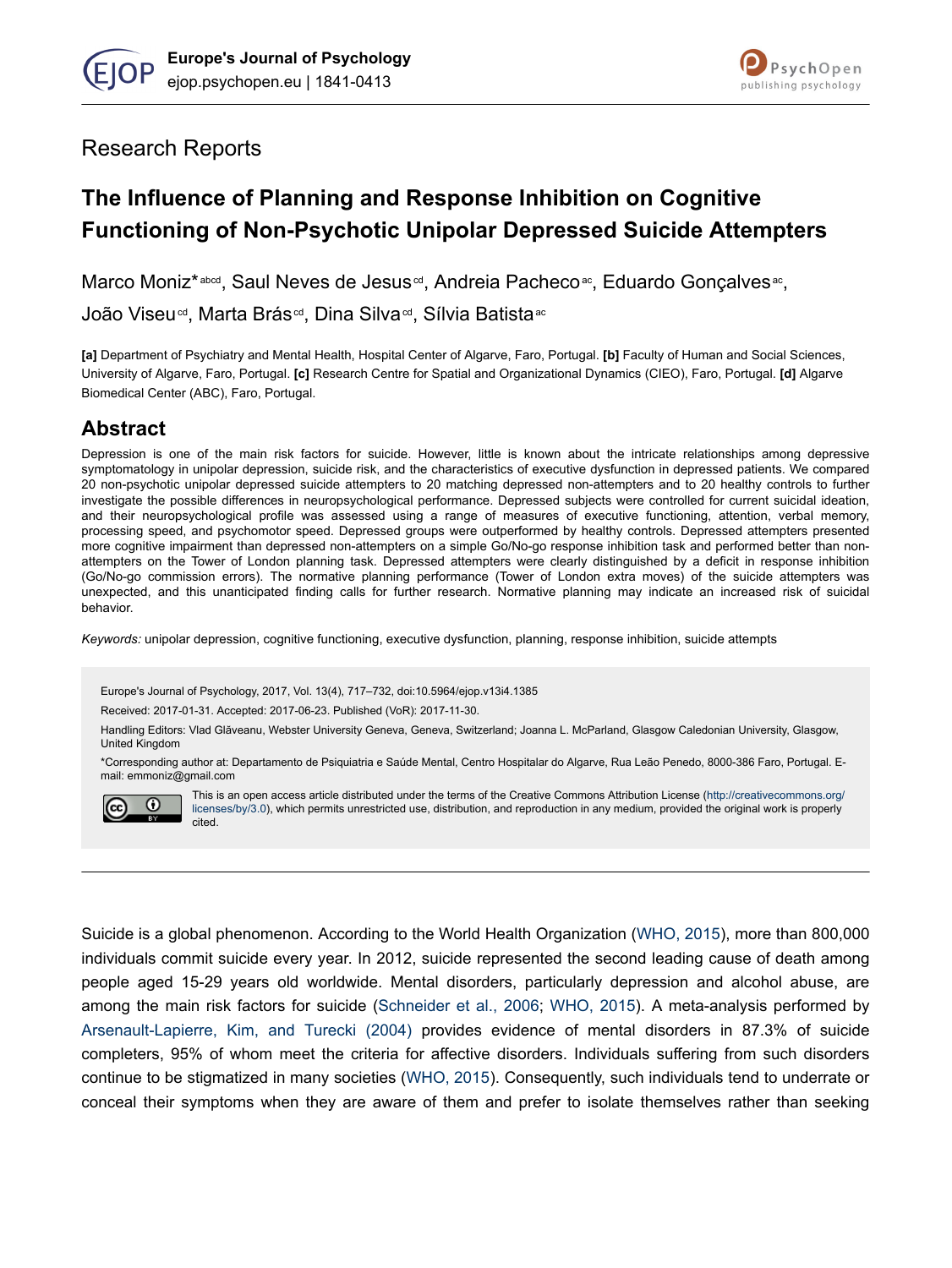Research Reports

# The Influence of Planning and Response Inhibition on Cognitive Functioning of Non-Psychotic Unipolar Depressed Suicide Attempters

Marco Moniz*[abcd], Saul Neves de Jesus[cd], Andreia Pacheco[ac], Eduardo Gonçalves[ac], João Viseu[cd], Marta Brás[cd], Dina Silva[cd], Sílvia Batista[ac]

**[a]** Department of Psychiatry and Mental Health, Hospital Center of Algarve, Faro, Portugal. **[b]** Faculty of Human and Social Sciences, University of Algarve, Faro, Portugal. **[c]** Research Centre for Spatial and Organizational Dynamics (CIEO), Faro, Portugal. **[d]** Algarve Biomedical Center (ABC), Faro, Portugal.

## Abstract

Depression is one of the main risk factors for suicide. However, little is known about the intricate relationships among depressive symptomatology in unipolar depression, suicide risk, and the characteristics of executive dysfunction in depressed patients. We compared 20 non-psychotic unipolar depressed suicide attempters to 20 matching depressed non-attempters and to 20 healthy controls to further investigate the possible differences in neuropsychological performance. Depressed subjects were controlled for current suicidal ideation, and their neuropsychological profile was assessed using a range of measures of executive functioning, attention, verbal memory, processing speed, and psychomotor speed. Depressed groups were outperformed by healthy controls. Depressed attempters presented more cognitive impairment than depressed non-attempters on a simple Go/No-go response inhibition task and performed better than non-attempters on the Tower of London planning task. Depressed attempters were clearly distinguished by a deficit in response inhibition (Go/No-go commission errors). The normative planning performance (Tower of London extra moves) of the suicide attempters was unexpected, and this unanticipated finding calls for further research. Normative planning may indicate an increased risk of suicidal behavior.

*Keywords:* unipolar depression, cognitive functioning, executive dysfunction, planning, response inhibition, suicide attempts

Europe's Journal of Psychology, 2017, Vol. 13(4), 717–732, doi:10.5964/ejop.v13i4.1385

Received: 2017-01-31. Accepted: 2017-06-23. Published (VoR): 2017-11-30.

Handling Editors: Vlad Glăveanu, Webster University Geneva, Geneva, Switzerland; Joanna L. McParland, Glasgow Caledonian University, Glasgow, United Kingdom

*Corresponding author at: Departamento de Psiquiatria e Saúde Mental, Centro Hospitalar do Algarve, Rua Leão Penedo, 8000-386 Faro, Portugal. E-mail: emmoniz@gmail.com

This is an open access article distributed under the terms of the Creative Commons Attribution License (http://creativecommons.org/licenses/by/3.0), which permits unrestricted use, distribution, and reproduction in any medium, provided the original work is properly cited.

---

Suicide is a global phenomenon. According to the World Health Organization (WHO, 2015), more than 800,000 individuals commit suicide every year. In 2012, suicide represented the second leading cause of death among people aged 15-29 years old worldwide. Mental disorders, particularly depression and alcohol abuse, are among the main risk factors for suicide (Schneider et al., 2006; WHO, 2015). A meta-analysis performed by Arsenault-Lapierre, Kim, and Turecki (2004) provides evidence of mental disorders in 87.3% of suicide completers, 95% of whom meet the criteria for affective disorders. Individuals suffering from such disorders continue to be stigmatized in many societies (WHO, 2015). Consequently, such individuals tend to underrate or conceal their symptoms when they are aware of them and prefer to isolate themselves rather than seeking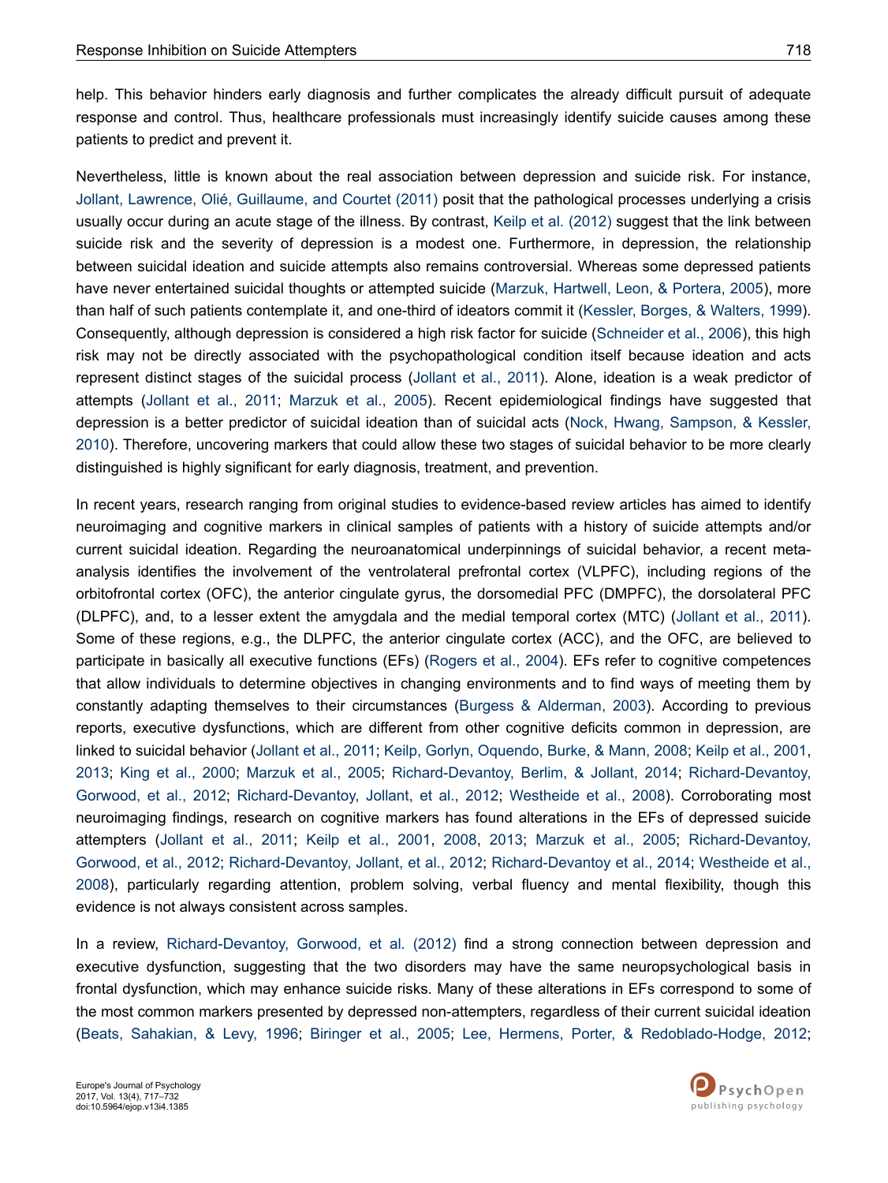help. This behavior hinders early diagnosis and further complicates the already difficult pursuit of adequate response and control. Thus, healthcare professionals must increasingly identify suicide causes among these patients to predict and prevent it.

Nevertheless, little is known about the real association between depression and suicide risk. For instance, Jollant, Lawrence, Olié, Guillaume, and Courtet (2011) posit that the pathological processes underlying a crisis usually occur during an acute stage of the illness. By contrast, Keilp et al. (2012) suggest that the link between suicide risk and the severity of depression is a modest one. Furthermore, in depression, the relationship between suicidal ideation and suicide attempts also remains controversial. Whereas some depressed patients have never entertained suicidal thoughts or attempted suicide (Marzuk, Hartwell, Leon, & Portera, 2005), more than half of such patients contemplate it, and one-third of ideators commit it (Kessler, Borges, & Walters, 1999). Consequently, although depression is considered a high risk factor for suicide (Schneider et al., 2006), this high risk may not be directly associated with the psychopathological condition itself because ideation and acts represent distinct stages of the suicidal process (Jollant et al., 2011). Alone, ideation is a weak predictor of attempts (Jollant et al., 2011; Marzuk et al., 2005). Recent epidemiological findings have suggested that depression is a better predictor of suicidal ideation than of suicidal acts (Nock, Hwang, Sampson, & Kessler, 2010). Therefore, uncovering markers that could allow these two stages of suicidal behavior to be more clearly distinguished is highly significant for early diagnosis, treatment, and prevention.

In recent years, research ranging from original studies to evidence-based review articles has aimed to identify neuroimaging and cognitive markers in clinical samples of patients with a history of suicide attempts and/or current suicidal ideation. Regarding the neuroanatomical underpinnings of suicidal behavior, a recent meta-analysis identifies the involvement of the ventrolateral prefrontal cortex (VLPFC), including regions of the orbitofrontal cortex (OFC), the anterior cingulate gyrus, the dorsomedial PFC (DMPFC), the dorsolateral PFC (DLPFC), and, to a lesser extent the amygdala and the medial temporal cortex (MTC) (Jollant et al., 2011). Some of these regions, e.g., the DLPFC, the anterior cingulate cortex (ACC), and the OFC, are believed to participate in basically all executive functions (EFs) (Rogers et al., 2004). EFs refer to cognitive competences that allow individuals to determine objectives in changing environments and to find ways of meeting them by constantly adapting themselves to their circumstances (Burgess & Alderman, 2003). According to previous reports, executive dysfunctions, which are different from other cognitive deficits common in depression, are linked to suicidal behavior (Jollant et al., 2011; Keilp, Gorlyn, Oquendo, Burke, & Mann, 2008; Keilp et al., 2001, 2013; King et al., 2000; Marzuk et al., 2005; Richard-Devantoy, Berlim, & Jollant, 2014; Richard-Devantoy, Gorwood, et al., 2012; Richard-Devantoy, Jollant, et al., 2012; Westheide et al., 2008). Corroborating most neuroimaging findings, research on cognitive markers has found alterations in the EFs of depressed suicide attempters (Jollant et al., 2011; Keilp et al., 2001, 2008, 2013; Marzuk et al., 2005; Richard-Devantoy, Gorwood, et al., 2012; Richard-Devantoy, Jollant, et al., 2012; Richard-Devantoy et al., 2014; Westheide et al., 2008), particularly regarding attention, problem solving, verbal fluency and mental flexibility, though this evidence is not always consistent across samples.

In a review, Richard-Devantoy, Gorwood, et al. (2012) find a strong connection between depression and executive dysfunction, suggesting that the two disorders may have the same neuropsychological basis in frontal dysfunction, which may enhance suicide risks. Many of these alterations in EFs correspond to some of the most common markers presented by depressed non-attempters, regardless of their current suicidal ideation (Beats, Sahakian, & Levy, 1996; Biringer et al., 2005; Lee, Hermens, Porter, & Redoblado-Hodge, 2012;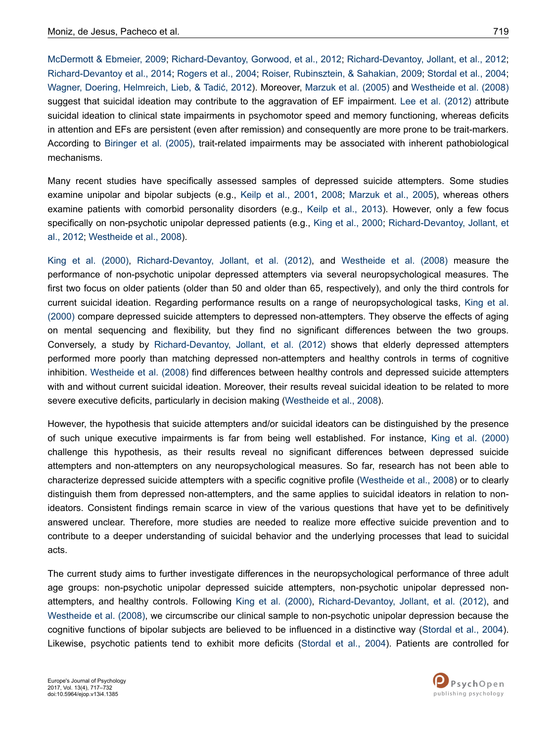McDermott & Ebmeier, 2009; Richard-Devantoy, Gorwood, et al., 2012; Richard-Devantoy, Jollant, et al., 2012; Richard-Devantoy et al., 2014; Rogers et al., 2004; Roiser, Rubinsztein, & Sahakian, 2009; Stordal et al., 2004; Wagner, Doering, Helmreich, Lieb, & Tadić, 2012). Moreover, Marzuk et al. (2005) and Westheide et al. (2008) suggest that suicidal ideation may contribute to the aggravation of EF impairment. Lee et al. (2012) attribute suicidal ideation to clinical state impairments in psychomotor speed and memory functioning, whereas deficits in attention and EFs are persistent (even after remission) and consequently are more prone to be trait-markers. According to Biringer et al. (2005), trait-related impairments may be associated with inherent pathobiological mechanisms.

Many recent studies have specifically assessed samples of depressed suicide attempters. Some studies examine unipolar and bipolar subjects (e.g., Keilp et al., 2001, 2008; Marzuk et al., 2005), whereas others examine patients with comorbid personality disorders (e.g., Keilp et al., 2013). However, only a few focus specifically on non-psychotic unipolar depressed patients (e.g., King et al., 2000; Richard-Devantoy, Jollant, et al., 2012; Westheide et al., 2008).

King et al. (2000), Richard-Devantoy, Jollant, et al. (2012), and Westheide et al. (2008) measure the performance of non-psychotic unipolar depressed attempters via several neuropsychological measures. The first two focus on older patients (older than 50 and older than 65, respectively), and only the third controls for current suicidal ideation. Regarding performance results on a range of neuropsychological tasks, King et al. (2000) compare depressed suicide attempters to depressed non-attempters. They observe the effects of aging on mental sequencing and flexibility, but they find no significant differences between the two groups. Conversely, a study by Richard-Devantoy, Jollant, et al. (2012) shows that elderly depressed attempters performed more poorly than matching depressed non-attempters and healthy controls in terms of cognitive inhibition. Westheide et al. (2008) find differences between healthy controls and depressed suicide attempters with and without current suicidal ideation. Moreover, their results reveal suicidal ideation to be related to more severe executive deficits, particularly in decision making (Westheide et al., 2008).

However, the hypothesis that suicide attempters and/or suicidal ideators can be distinguished by the presence of such unique executive impairments is far from being well established. For instance, King et al. (2000) challenge this hypothesis, as their results reveal no significant differences between depressed suicide attempters and non-attempters on any neuropsychological measures. So far, research has not been able to characterize depressed suicide attempters with a specific cognitive profile (Westheide et al., 2008) or to clearly distinguish them from depressed non-attempters, and the same applies to suicidal ideators in relation to non-ideators. Consistent findings remain scarce in view of the various questions that have yet to be definitively answered unclear. Therefore, more studies are needed to realize more effective suicide prevention and to contribute to a deeper understanding of suicidal behavior and the underlying processes that lead to suicidal acts.

The current study aims to further investigate differences in the neuropsychological performance of three adult age groups: non-psychotic unipolar depressed suicide attempters, non-psychotic unipolar depressed non-attempters, and healthy controls. Following King et al. (2000), Richard-Devantoy, Jollant, et al. (2012), and Westheide et al. (2008), we circumscribe our clinical sample to non-psychotic unipolar depression because the cognitive functions of bipolar subjects are believed to be influenced in a distinctive way (Stordal et al., 2004). Likewise, psychotic patients tend to exhibit more deficits (Stordal et al., 2004). Patients are controlled for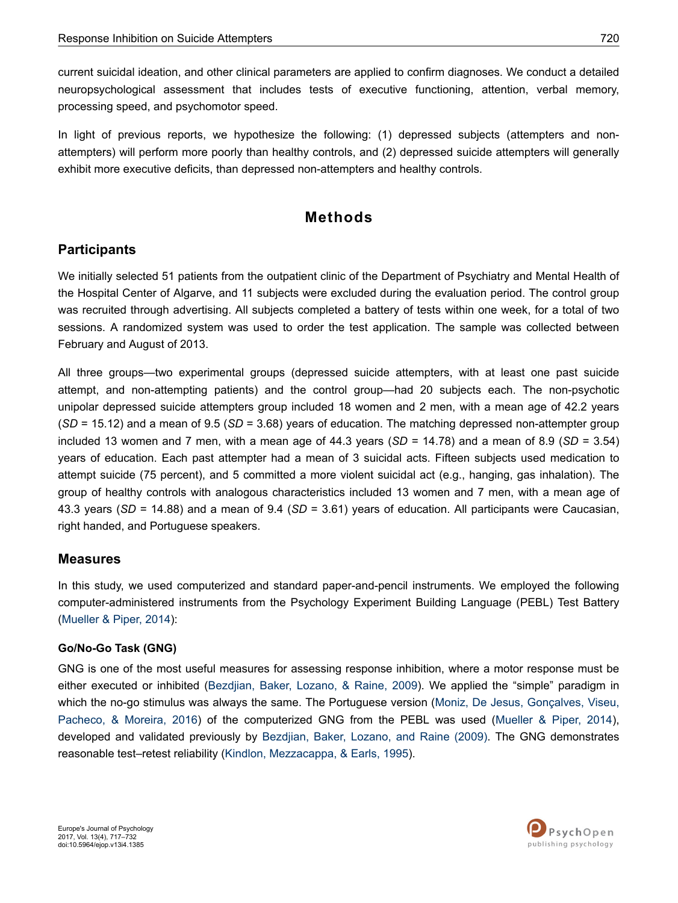current suicidal ideation, and other clinical parameters are applied to confirm diagnoses. We conduct a detailed neuropsychological assessment that includes tests of executive functioning, attention, verbal memory, processing speed, and psychomotor speed.

In light of previous reports, we hypothesize the following: (1) depressed subjects (attempters and non-attempters) will perform more poorly than healthy controls, and (2) depressed suicide attempters will generally exhibit more executive deficits, than depressed non-attempters and healthy controls.

# Methods

## Participants

We initially selected 51 patients from the outpatient clinic of the Department of Psychiatry and Mental Health of the Hospital Center of Algarve, and 11 subjects were excluded during the evaluation period. The control group was recruited through advertising. All subjects completed a battery of tests within one week, for a total of two sessions. A randomized system was used to order the test application. The sample was collected between February and August of 2013.

All three groups—two experimental groups (depressed suicide attempters, with at least one past suicide attempt, and non-attempting patients) and the control group—had 20 subjects each. The non-psychotic unipolar depressed suicide attempters group included 18 women and 2 men, with a mean age of 42.2 years (*SD* = 15.12) and a mean of 9.5 (*SD* = 3.68) years of education. The matching depressed non-attempter group included 13 women and 7 men, with a mean age of 44.3 years (*SD* = 14.78) and a mean of 8.9 (*SD* = 3.54) years of education. Each past attempter had a mean of 3 suicidal acts. Fifteen subjects used medication to attempt suicide (75 percent), and 5 committed a more violent suicidal act (e.g., hanging, gas inhalation). The group of healthy controls with analogous characteristics included 13 women and 7 men, with a mean age of 43.3 years (*SD* = 14.88) and a mean of 9.4 (*SD* = 3.61) years of education. All participants were Caucasian, right handed, and Portuguese speakers.

## Measures

In this study, we used computerized and standard paper-and-pencil instruments. We employed the following computer-administered instruments from the Psychology Experiment Building Language (PEBL) Test Battery (Mueller & Piper, 2014):

### Go/No-Go Task (GNG)

GNG is one of the most useful measures for assessing response inhibition, where a motor response must be either executed or inhibited (Bezdjian, Baker, Lozano, & Raine, 2009). We applied the "simple" paradigm in which the no-go stimulus was always the same. The Portuguese version (Moniz, De Jesus, Gonçalves, Viseu, Pacheco, & Moreira, 2016) of the computerized GNG from the PEBL was used (Mueller & Piper, 2014), developed and validated previously by Bezdjian, Baker, Lozano, and Raine (2009). The GNG demonstrates reasonable test–retest reliability (Kindlon, Mezzacappa, & Earls, 1995).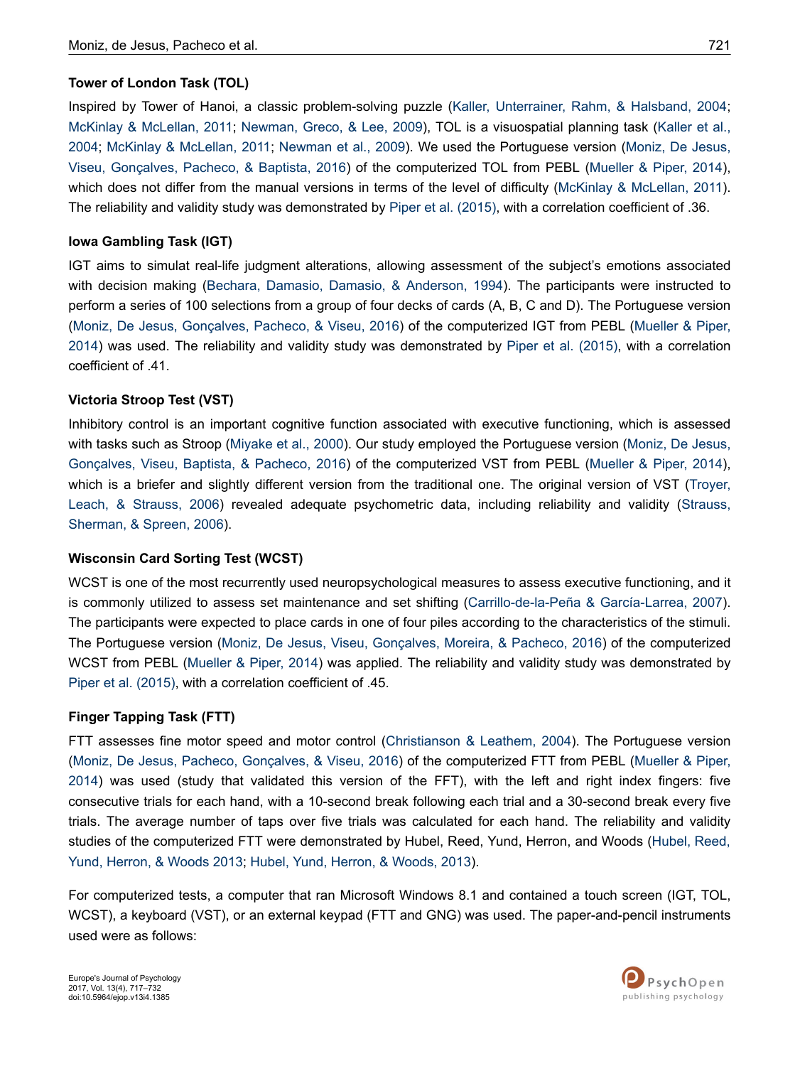### Tower of London Task (TOL)

Inspired by Tower of Hanoi, a classic problem-solving puzzle (Kaller, Unterrainer, Rahm, & Halsband, 2004; McKinlay & McLellan, 2011; Newman, Greco, & Lee, 2009), TOL is a visuospatial planning task (Kaller et al., 2004; McKinlay & McLellan, 2011; Newman et al., 2009). We used the Portuguese version (Moniz, De Jesus, Viseu, Gonçalves, Pacheco, & Baptista, 2016) of the computerized TOL from PEBL (Mueller & Piper, 2014), which does not differ from the manual versions in terms of the level of difficulty (McKinlay & McLellan, 2011). The reliability and validity study was demonstrated by Piper et al. (2015), with a correlation coefficient of .36.

### Iowa Gambling Task (IGT)

IGT aims to simulat real-life judgment alterations, allowing assessment of the subject's emotions associated with decision making (Bechara, Damasio, Damasio, & Anderson, 1994). The participants were instructed to perform a series of 100 selections from a group of four decks of cards (A, B, C and D). The Portuguese version (Moniz, De Jesus, Gonçalves, Pacheco, & Viseu, 2016) of the computerized IGT from PEBL (Mueller & Piper, 2014) was used. The reliability and validity study was demonstrated by Piper et al. (2015), with a correlation coefficient of .41.

### Victoria Stroop Test (VST)

Inhibitory control is an important cognitive function associated with executive functioning, which is assessed with tasks such as Stroop (Miyake et al., 2000). Our study employed the Portuguese version (Moniz, De Jesus, Gonçalves, Viseu, Baptista, & Pacheco, 2016) of the computerized VST from PEBL (Mueller & Piper, 2014), which is a briefer and slightly different version from the traditional one. The original version of VST (Troyer, Leach, & Strauss, 2006) revealed adequate psychometric data, including reliability and validity (Strauss, Sherman, & Spreen, 2006).

### Wisconsin Card Sorting Test (WCST)

WCST is one of the most recurrently used neuropsychological measures to assess executive functioning, and it is commonly utilized to assess set maintenance and set shifting (Carrillo-de-la-Peña & García-Larrea, 2007). The participants were expected to place cards in one of four piles according to the characteristics of the stimuli. The Portuguese version (Moniz, De Jesus, Viseu, Gonçalves, Moreira, & Pacheco, 2016) of the computerized WCST from PEBL (Mueller & Piper, 2014) was applied. The reliability and validity study was demonstrated by Piper et al. (2015), with a correlation coefficient of .45.

### Finger Tapping Task (FTT)

FTT assesses fine motor speed and motor control (Christianson & Leathem, 2004). The Portuguese version (Moniz, De Jesus, Pacheco, Gonçalves, & Viseu, 2016) of the computerized FTT from PEBL (Mueller & Piper, 2014) was used (study that validated this version of the FFT), with the left and right index fingers: five consecutive trials for each hand, with a 10-second break following each trial and a 30-second break every five trials. The average number of taps over five trials was calculated for each hand. The reliability and validity studies of the computerized FTT were demonstrated by Hubel, Reed, Yund, Herron, and Woods (Hubel, Reed, Yund, Herron, & Woods 2013; Hubel, Yund, Herron, & Woods, 2013).

For computerized tests, a computer that ran Microsoft Windows 8.1 and contained a touch screen (IGT, TOL, WCST), a keyboard (VST), or an external keypad (FTT and GNG) was used. The paper-and-pencil instruments used were as follows: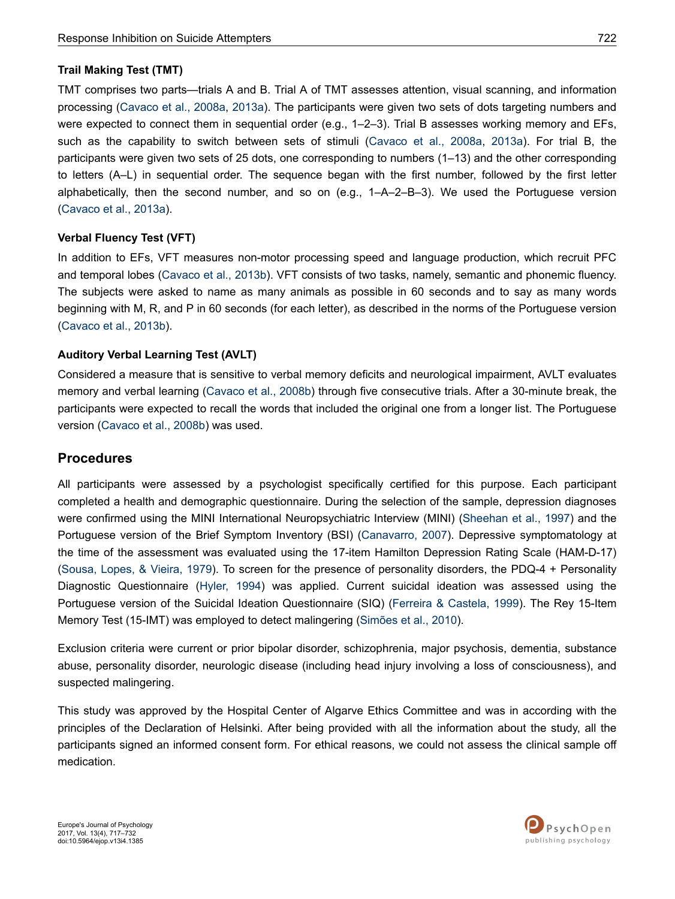### Trail Making Test (TMT)

TMT comprises two parts—trials A and B. Trial A of TMT assesses attention, visual scanning, and information processing (Cavaco et al., 2008a, 2013a). The participants were given two sets of dots targeting numbers and were expected to connect them in sequential order (e.g., 1–2–3). Trial B assesses working memory and EFs, such as the capability to switch between sets of stimuli (Cavaco et al., 2008a, 2013a). For trial B, the participants were given two sets of 25 dots, one corresponding to numbers (1–13) and the other corresponding to letters (A–L) in sequential order. The sequence began with the first number, followed by the first letter alphabetically, then the second number, and so on (e.g., 1–A–2–B–3). We used the Portuguese version (Cavaco et al., 2013a).

### Verbal Fluency Test (VFT)

In addition to EFs, VFT measures non-motor processing speed and language production, which recruit PFC and temporal lobes (Cavaco et al., 2013b). VFT consists of two tasks, namely, semantic and phonemic fluency. The subjects were asked to name as many animals as possible in 60 seconds and to say as many words beginning with M, R, and P in 60 seconds (for each letter), as described in the norms of the Portuguese version (Cavaco et al., 2013b).

### Auditory Verbal Learning Test (AVLT)

Considered a measure that is sensitive to verbal memory deficits and neurological impairment, AVLT evaluates memory and verbal learning (Cavaco et al., 2008b) through five consecutive trials. After a 30-minute break, the participants were expected to recall the words that included the original one from a longer list. The Portuguese version (Cavaco et al., 2008b) was used.

## Procedures

All participants were assessed by a psychologist specifically certified for this purpose. Each participant completed a health and demographic questionnaire. During the selection of the sample, depression diagnoses were confirmed using the MINI International Neuropsychiatric Interview (MINI) (Sheehan et al., 1997) and the Portuguese version of the Brief Symptom Inventory (BSI) (Canavarro, 2007). Depressive symptomatology at the time of the assessment was evaluated using the 17-item Hamilton Depression Rating Scale (HAM-D-17) (Sousa, Lopes, & Vieira, 1979). To screen for the presence of personality disorders, the PDQ-4 + Personality Diagnostic Questionnaire (Hyler, 1994) was applied. Current suicidal ideation was assessed using the Portuguese version of the Suicidal Ideation Questionnaire (SIQ) (Ferreira & Castela, 1999). The Rey 15-Item Memory Test (15-IMT) was employed to detect malingering (Simões et al., 2010).

Exclusion criteria were current or prior bipolar disorder, schizophrenia, major psychosis, dementia, substance abuse, personality disorder, neurologic disease (including head injury involving a loss of consciousness), and suspected malingering.

This study was approved by the Hospital Center of Algarve Ethics Committee and was in according with the principles of the Declaration of Helsinki. After being provided with all the information about the study, all the participants signed an informed consent form. For ethical reasons, we could not assess the clinical sample off medication.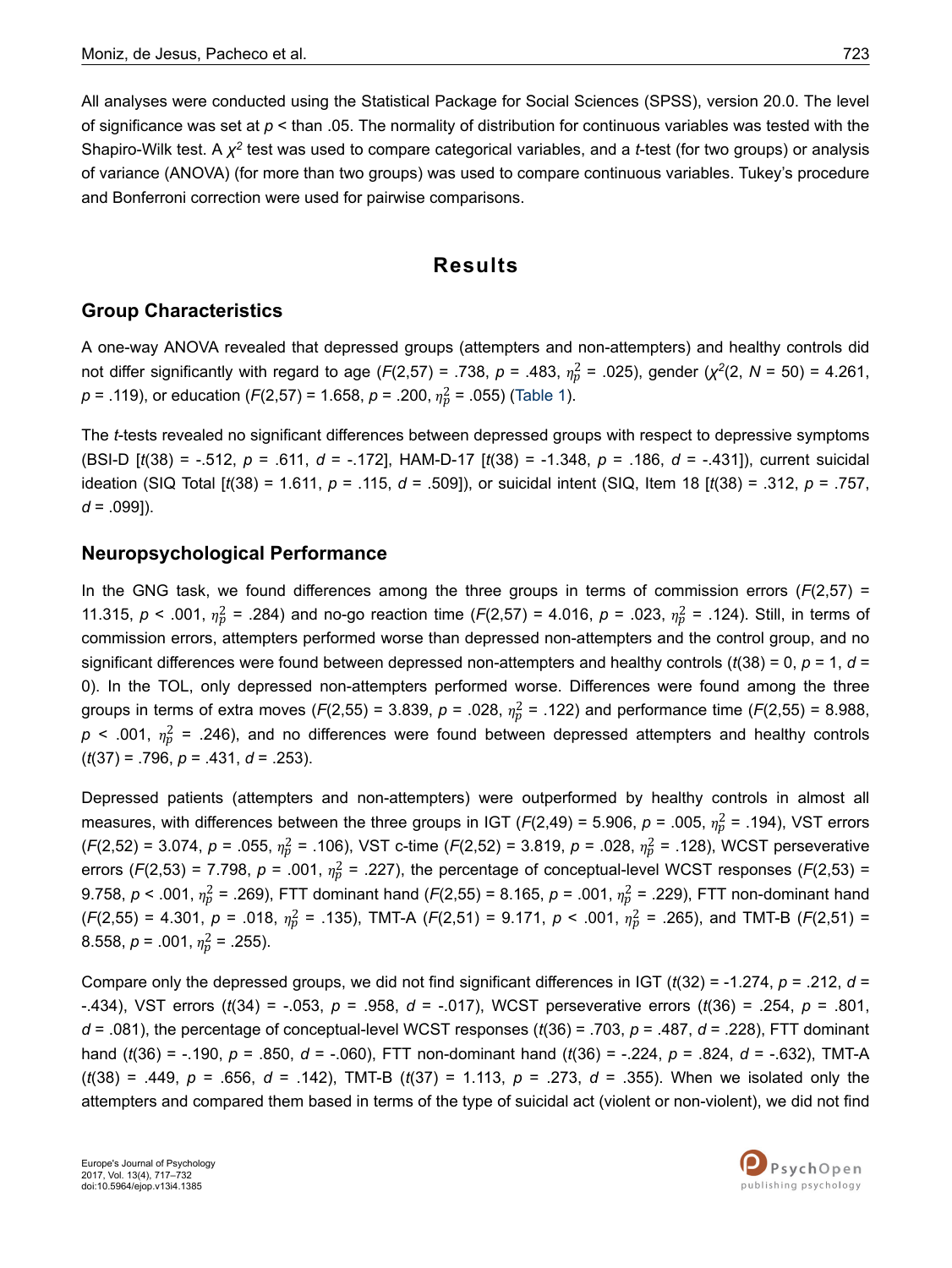All analyses were conducted using the Statistical Package for Social Sciences (SPSS), version 20.0. The level of significance was set at $p$ < than .05. The normality of distribution for continuous variables was tested with the Shapiro-Wilk test. A $\chi^2$ test was used to compare categorical variables, and a *t*-test (for two groups) or analysis of variance (ANOVA) (for more than two groups) was used to compare continuous variables. Tukey's procedure and Bonferroni correction were used for pairwise comparisons.

# Results

## Group Characteristics

A one-way ANOVA revealed that depressed groups (attempters and non-attempters) and healthy controls did not differ significantly with regard to age ($F$(2,57) = .738, $p$ = .483, $\eta_p^2$ = .025), gender ($\chi^2$(2, $N$ = 50) = 4.261, $p$ = .119), or education ($F$(2,57) = 1.658, $p$ = .200, $\eta_p^2$ = .055) (Table 1).

The *t*-tests revealed no significant differences between depressed groups with respect to depressive symptoms (BSI-D [$t$(38) = -.512, $p$ = .611, $d$ = -.172], HAM-D-17 [$t$(38) = -1.348, $p$ = .186, $d$ = -.431]), current suicidal ideation (SIQ Total [$t$(38) = 1.611, $p$ = .115, $d$ = .509]), or suicidal intent (SIQ, Item 18 [$t$(38) = .312, $p$ = .757, $d$ = .099]).

## Neuropsychological Performance

In the GNG task, we found differences among the three groups in terms of commission errors ($F$(2,57) = 11.315, $p$ < .001, $\eta_p^2$ = .284) and no-go reaction time ($F$(2,57) = 4.016, $p$ = .023, $\eta_p^2$ = .124). Still, in terms of commission errors, attempters performed worse than depressed non-attempters and the control group, and no significant differences were found between depressed non-attempters and healthy controls ($t$(38) = 0, $p$ = 1, $d$ = 0). In the TOL, only depressed non-attempters performed worse. Differences were found among the three groups in terms of extra moves ($F$(2,55) = 3.839, $p$ = .028, $\eta_p^2$ = .122) and performance time ($F$(2,55) = 8.988, $p$ < .001, $\eta_p^2$ = .246), and no differences were found between depressed attempters and healthy controls ($t$(37) = .796, $p$ = .431, $d$ = .253).

Depressed patients (attempters and non-attempters) were outperformed by healthy controls in almost all measures, with differences between the three groups in IGT ($F$(2,49) = 5.906, $p$ = .005, $\eta_p^2$ = .194), VST errors ($F$(2,52) = 3.074, $p$ = .055, $\eta_p^2$ = .106), VST c-time ($F$(2,52) = 3.819, $p$ = .028, $\eta_p^2$ = .128), WCST perseverative errors ($F$(2,53) = 7.798, $p$ = .001, $\eta_p^2$ = .227), the percentage of conceptual-level WCST responses ($F$(2,53) = 9.758, $p$ < .001, $\eta_p^2$ = .269), FTT dominant hand ($F$(2,55) = 8.165, $p$ = .001, $\eta_p^2$ = .229), FTT non-dominant hand ($F$(2,55) = 4.301, $p$ = .018, $\eta_p^2$ = .135), TMT-A ($F$(2,51) = 9.171, $p$ < .001, $\eta_p^2$ = .265), and TMT-B ($F$(2,51) = 8.558, $p$ = .001, $\eta_p^2$ = .255).

Compare only the depressed groups, we did not find significant differences in IGT ($t$(32) = -1.274, $p$ = .212, $d$ = -.434), VST errors ($t$(34) = -.053, $p$ = .958, $d$ = -.017), WCST perseverative errors ($t$(36) = .254, $p$ = .801, $d$ = .081), the percentage of conceptual-level WCST responses ($t$(36) = .703, $p$ = .487, $d$ = .228), FTT dominant hand ($t$(36) = -.190, $p$ = .850, $d$ = -.060), FTT non-dominant hand ($t$(36) = -.224, $p$ = .824, $d$ = -.632), TMT-A ($t$(38) = .449, $p$ = .656, $d$ = .142), TMT-B ($t$(37) = 1.113, $p$ = .273, $d$ = .355). When we isolated only the attempters and compared them based in terms of the type of suicidal act (violent or non-violent), we did not find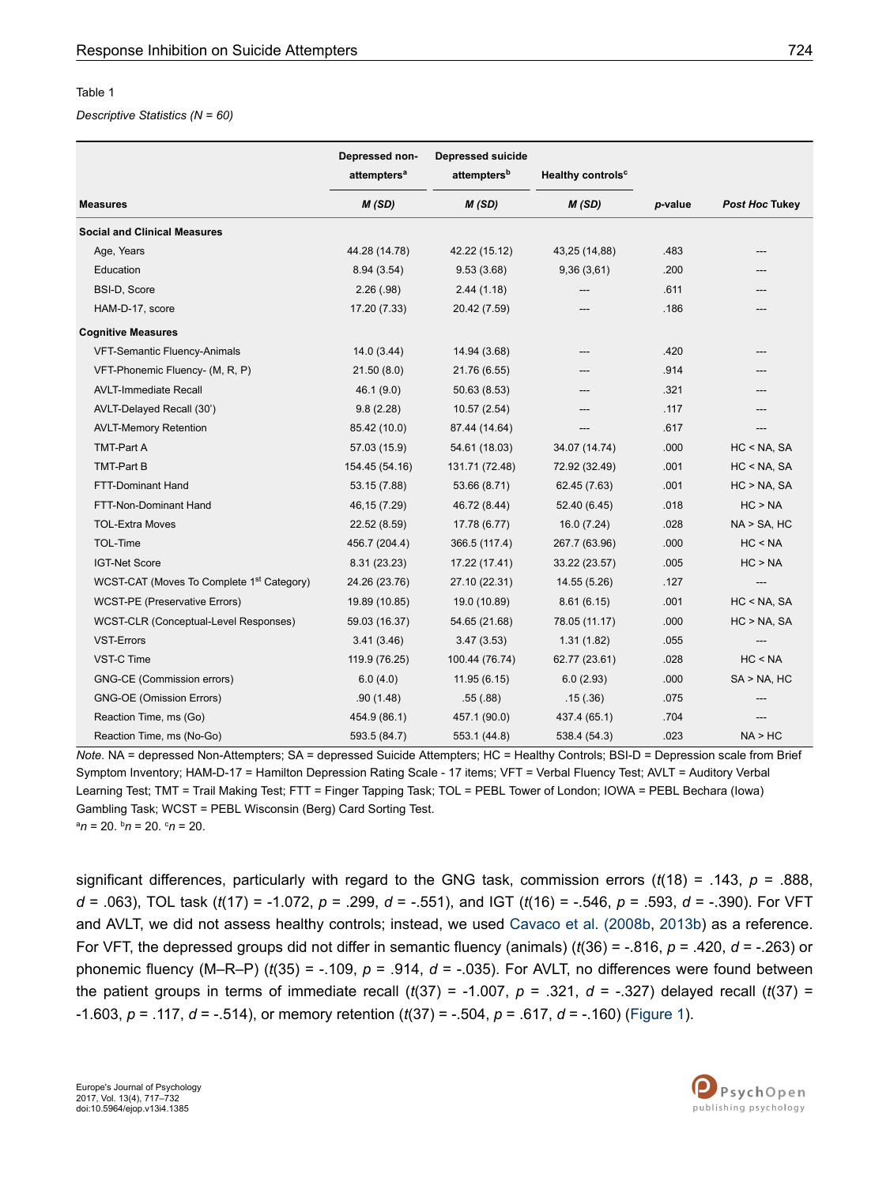Table 1

*Descriptive Statistics (N = 60)*

| Measures | Depressed non-attempters[a] *M (SD)* | Depressed suicide attempters[b] *M (SD)* | Healthy controls[c] *M (SD)* | *p*-value | *Post Hoc* Tukey |
|---|---|---|---|---|---|
| **Social and Clinical Measures** | | | | | |
| Age, Years | 44.28 (14.78) | 42.22 (15.12) | 43,25 (14,88) | .483 | --- |
| Education | 8.94 (3.54) | 9.53 (3.68) | 9,36 (3,61) | .200 | --- |
| BSI-D, Score | 2.26 (.98) | 2.44 (1.18) | --- | .611 | --- |
| HAM-D-17, score | 17.20 (7.33) | 20.42 (7.59) | --- | .186 | --- |
| **Cognitive Measures** | | | | | |
| VFT-Semantic Fluency-Animals | 14.0 (3.44) | 14.94 (3.68) | --- | .420 | --- |
| VFT-Phonemic Fluency- (M, R, P) | 21.50 (8.0) | 21.76 (6.55) | --- | .914 | --- |
| AVLT-Immediate Recall | 46.1 (9.0) | 50.63 (8.53) | --- | .321 | --- |
| AVLT-Delayed Recall (30') | 9.8 (2.28) | 10.57 (2.54) | --- | .117 | --- |
| AVLT-Memory Retention | 85.42 (10.0) | 87.44 (14.64) | --- | .617 | --- |
| TMT-Part A | 57.03 (15.9) | 54.61 (18.03) | 34.07 (14.74) | .000 | HC < NA, SA |
| TMT-Part B | 154.45 (54.16) | 131.71 (72.48) | 72.92 (32.49) | .001 | HC < NA, SA |
| FTT-Dominant Hand | 53.15 (7.88) | 53.66 (8.71) | 62.45 (7.63) | .001 | HC > NA, SA |
| FTT-Non-Dominant Hand | 46,15 (7.29) | 46.72 (8.44) | 52.40 (6.45) | .018 | HC > NA |
| TOL-Extra Moves | 22.52 (8.59) | 17.78 (6.77) | 16.0 (7.24) | .028 | NA > SA, HC |
| TOL-Time | 456.7 (204.4) | 366.5 (117.4) | 267.7 (63.96) | .000 | HC < NA |
| IGT-Net Score | 8.31 (23.23) | 17.22 (17.41) | 33.22 (23.57) | .005 | HC > NA |
| WCST-CAT (Moves To Complete 1st Category) | 24.26 (23.76) | 27.10 (22.31) | 14.55 (5.26) | .127 | --- |
| WCST-PE (Preservative Errors) | 19.89 (10.85) | 19.0 (10.89) | 8.61 (6.15) | .001 | HC < NA, SA |
| WCST-CLR (Conceptual-Level Responses) | 59.03 (16.37) | 54.65 (21.68) | 78.05 (11.17) | .000 | HC > NA, SA |
| VST-Errors | 3.41 (3.46) | 3.47 (3.53) | 1.31 (1.82) | .055 | --- |
| VST-C Time | 119.9 (76.25) | 100.44 (76.74) | 62.77 (23.61) | .028 | HC < NA |
| GNG-CE (Commission errors) | 6.0 (4.0) | 11.95 (6.15) | 6.0 (2.93) | .000 | SA > NA, HC |
| GNG-OE (Omission Errors) | .90 (1.48) | .55 (.88) | .15 (.36) | .075 | --- |
| Reaction Time, ms (Go) | 454.9 (86.1) | 457.1 (90.0) | 437.4 (65.1) | .704 | --- |
| Reaction Time, ms (No-Go) | 593.5 (84.7) | 553.1 (44.8) | 538.4 (54.3) | .023 | NA > HC |

*Note.* NA = depressed Non-Attempters; SA = depressed Suicide Attempters; HC = Healthy Controls; BSI-D = Depression scale from Brief Symptom Inventory; HAM-D-17 = Hamilton Depression Rating Scale - 17 items; VFT = Verbal Fluency Test; AVLT = Auditory Verbal Learning Test; TMT = Trail Making Test; FTT = Finger Tapping Task; TOL = PEBL Tower of London; IOWA = PEBL Bechara (Iowa) Gambling Task; WCST = PEBL Wisconsin (Berg) Card Sorting Test.

[a]*n* = 20. [b]*n* = 20. [c]*n* = 20.

significant differences, particularly with regard to the GNG task, commission errors ($t(18) = .143$, $p = .888$, $d = .063$), TOL task ($t(17) = -1.072$, $p = .299$, $d = -.551$), and IGT ($t(16) = -.546$, $p = .593$, $d = -.390$). For VFT and AVLT, we did not assess healthy controls; instead, we used Cavaco et al. (2008b, 2013b) as a reference. For VFT, the depressed groups did not differ in semantic fluency (animals) ($t(36) = -.816$, $p = .420$, $d = -.263$) or phonemic fluency (M–R–P) ($t(35) = -.109$, $p = .914$, $d = -.035$). For AVLT, no differences were found between the patient groups in terms of immediate recall ($t(37) = -1.007$, $p = .321$, $d = -.327$) delayed recall ($t(37) = -1.603$, $p = .117$, $d = -.514$), or memory retention ($t(37) = -.504$, $p = .617$, $d = -.160$) (Figure 1).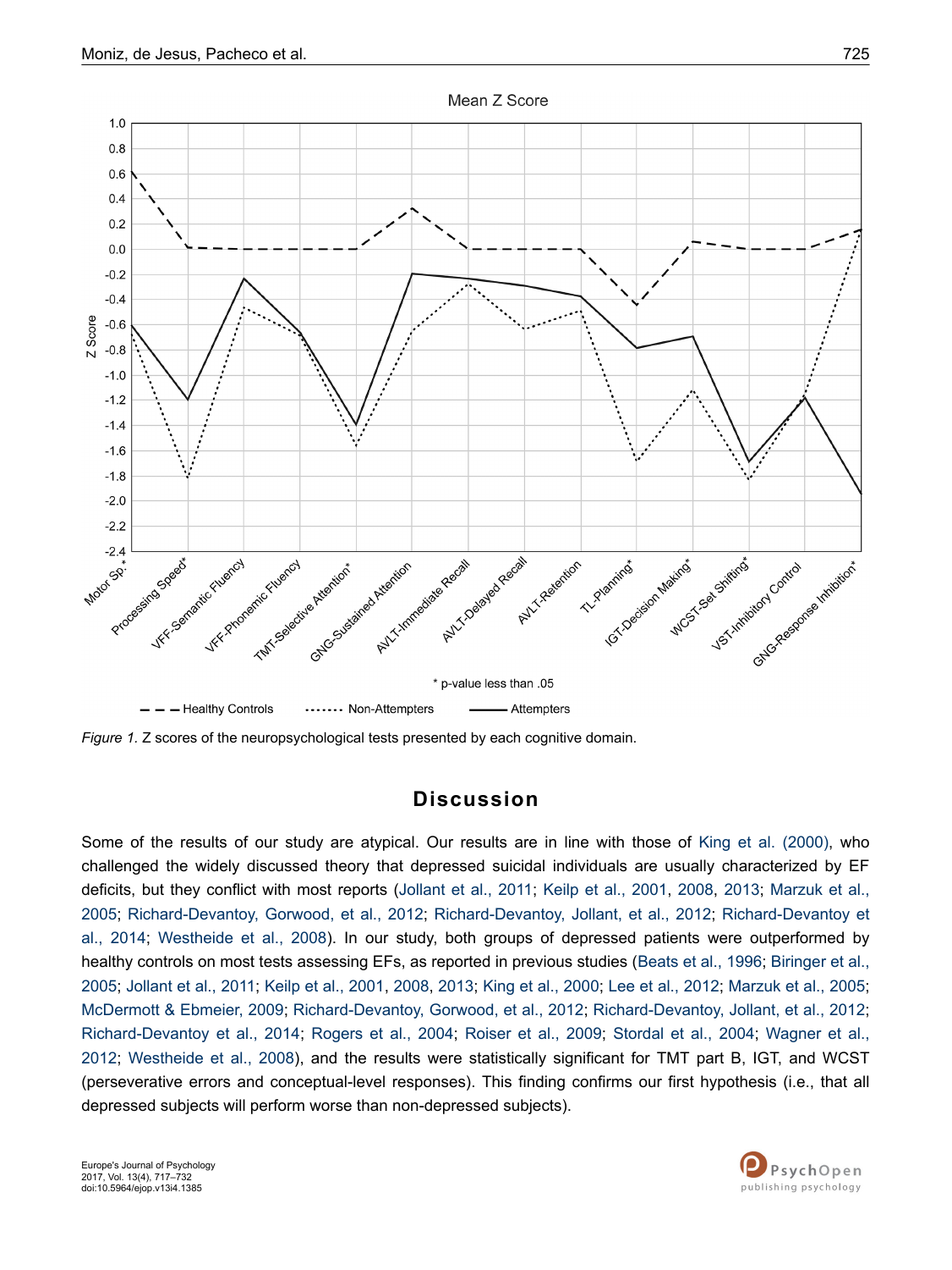*Figure 1.* Z scores of the neuropsychological tests presented by each cognitive domain.

## Discussion

Some of the results of our study are atypical. Our results are in line with those of King et al. (2000), who challenged the widely discussed theory that depressed suicidal individuals are usually characterized by EF deficits, but they conflict with most reports (Jollant et al., 2011; Keilp et al., 2001, 2008, 2013; Marzuk et al., 2005; Richard-Devantoy, Gorwood, et al., 2012; Richard-Devantoy, Jollant, et al., 2012; Richard-Devantoy et al., 2014; Westheide et al., 2008). In our study, both groups of depressed patients were outperformed by healthy controls on most tests assessing EFs, as reported in previous studies (Beats et al., 1996; Biringer et al., 2005; Jollant et al., 2011; Keilp et al., 2001, 2008, 2013; King et al., 2000; Lee et al., 2012; Marzuk et al., 2005; McDermott & Ebmeier, 2009; Richard-Devantoy, Gorwood, et al., 2012; Richard-Devantoy, Jollant, et al., 2012; Richard-Devantoy et al., 2014; Rogers et al., 2004; Roiser et al., 2009; Stordal et al., 2004; Wagner et al., 2012; Westheide et al., 2008), and the results were statistically significant for TMT part B, IGT, and WCST (perseverative errors and conceptual-level responses). This finding confirms our first hypothesis (i.e., that all depressed subjects will perform worse than non-depressed subjects).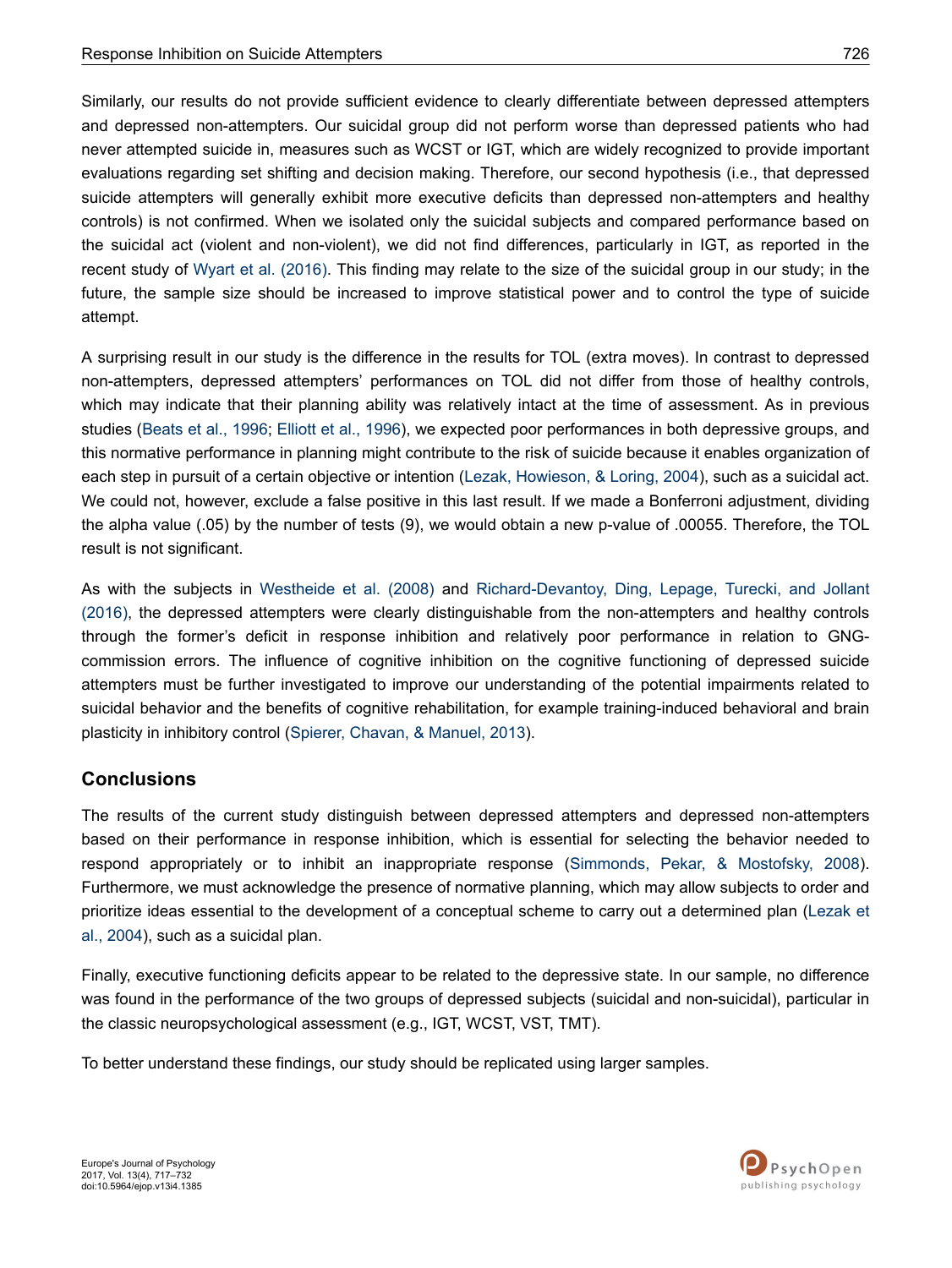Similarly, our results do not provide sufficient evidence to clearly differentiate between depressed attempters and depressed non-attempters. Our suicidal group did not perform worse than depressed patients who had never attempted suicide in, measures such as WCST or IGT, which are widely recognized to provide important evaluations regarding set shifting and decision making. Therefore, our second hypothesis (i.e., that depressed suicide attempters will generally exhibit more executive deficits than depressed non-attempters and healthy controls) is not confirmed. When we isolated only the suicidal subjects and compared performance based on the suicidal act (violent and non-violent), we did not find differences, particularly in IGT, as reported in the recent study of Wyart et al. (2016). This finding may relate to the size of the suicidal group in our study; in the future, the sample size should be increased to improve statistical power and to control the type of suicide attempt.

A surprising result in our study is the difference in the results for TOL (extra moves). In contrast to depressed non-attempters, depressed attempters' performances on TOL did not differ from those of healthy controls, which may indicate that their planning ability was relatively intact at the time of assessment. As in previous studies (Beats et al., 1996; Elliott et al., 1996), we expected poor performances in both depressive groups, and this normative performance in planning might contribute to the risk of suicide because it enables organization of each step in pursuit of a certain objective or intention (Lezak, Howieson, & Loring, 2004), such as a suicidal act. We could not, however, exclude a false positive in this last result. If we made a Bonferroni adjustment, dividing the alpha value (.05) by the number of tests (9), we would obtain a new p-value of .00055. Therefore, the TOL result is not significant.

As with the subjects in Westheide et al. (2008) and Richard-Devantoy, Ding, Lepage, Turecki, and Jollant (2016), the depressed attempters were clearly distinguishable from the non-attempters and healthy controls through the former's deficit in response inhibition and relatively poor performance in relation to GNG-commission errors. The influence of cognitive inhibition on the cognitive functioning of depressed suicide attempters must be further investigated to improve our understanding of the potential impairments related to suicidal behavior and the benefits of cognitive rehabilitation, for example training-induced behavioral and brain plasticity in inhibitory control (Spierer, Chavan, & Manuel, 2013).

## Conclusions

The results of the current study distinguish between depressed attempters and depressed non-attempters based on their performance in response inhibition, which is essential for selecting the behavior needed to respond appropriately or to inhibit an inappropriate response (Simmonds, Pekar, & Mostofsky, 2008). Furthermore, we must acknowledge the presence of normative planning, which may allow subjects to order and prioritize ideas essential to the development of a conceptual scheme to carry out a determined plan (Lezak et al., 2004), such as a suicidal plan.

Finally, executive functioning deficits appear to be related to the depressive state. In our sample, no difference was found in the performance of the two groups of depressed subjects (suicidal and non-suicidal), particular in the classic neuropsychological assessment (e.g., IGT, WCST, VST, TMT).

To better understand these findings, our study should be replicated using larger samples.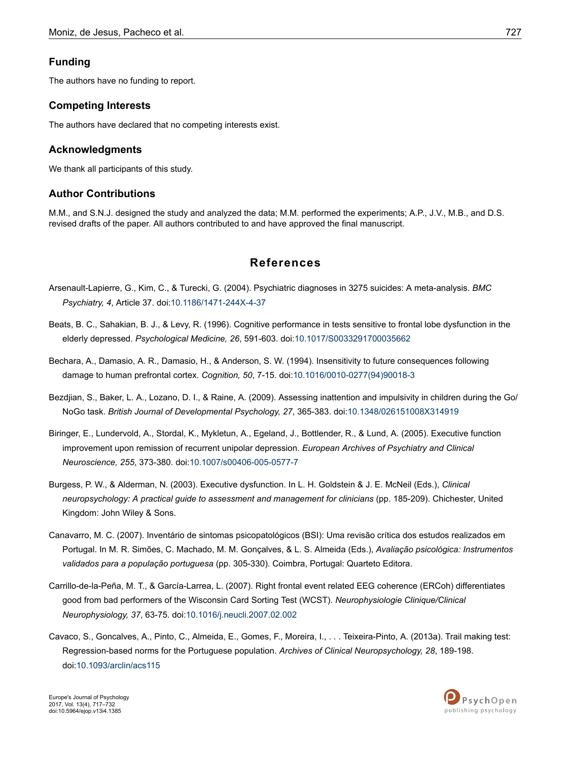## Funding

The authors have no funding to report.

## Competing Interests

The authors have declared that no competing interests exist.

## Acknowledgments

We thank all participants of this study.

## Author Contributions

M.M., and S.N.J. designed the study and analyzed the data; M.M. performed the experiments; A.P., J.V., M.B., and D.S. revised drafts of the paper. All authors contributed to and have approved the final manuscript.

# References

Arsenault-Lapierre, G., Kim, C., & Turecki, G. (2004). Psychiatric diagnoses in 3275 suicides: A meta-analysis. *BMC Psychiatry, 4*, Article 37. doi:10.1186/1471-244X-4-37

Beats, B. C., Sahakian, B. J., & Levy, R. (1996). Cognitive performance in tests sensitive to frontal lobe dysfunction in the elderly depressed. *Psychological Medicine, 26*, 591-603. doi:10.1017/S0033291700035662

Bechara, A., Damasio, A. R., Damasio, H., & Anderson, S. W. (1994). Insensitivity to future consequences following damage to human prefrontal cortex. *Cognition, 50*, 7-15. doi:10.1016/0010-0277(94)90018-3

Bezdjian, S., Baker, L. A., Lozano, D. I., & Raine, A. (2009). Assessing inattention and impulsivity in children during the Go/NoGo task. *British Journal of Developmental Psychology, 27*, 365-383. doi:10.1348/026151008X314919

Biringer, E., Lundervold, A., Stordal, K., Mykletun, A., Egeland, J., Bottlender, R., & Lund, A. (2005). Executive function improvement upon remission of recurrent unipolar depression. *European Archives of Psychiatry and Clinical Neuroscience, 255*, 373-380. doi:10.1007/s00406-005-0577-7

Burgess, P. W., & Alderman, N. (2003). Executive dysfunction. In L. H. Goldstein & J. E. McNeil (Eds.), *Clinical neuropsychology: A practical guide to assessment and management for clinicians* (pp. 185-209). Chichester, United Kingdom: John Wiley & Sons.

Canavarro, M. C. (2007). Inventário de sintomas psicopatológicos (BSI): Uma revisão crítica dos estudos realizados em Portugal. In M. R. Simões, C. Machado, M. M. Gonçalves, & L. S. Almeida (Eds.), *Avaliação psicológica: Instrumentos validados para a população portuguesa* (pp. 305-330). Coimbra, Portugal: Quarteto Editora.

Carrillo-de-la-Peña, M. T., & García-Larrea, L. (2007). Right frontal event related EEG coherence (ERCoh) differentiates good from bad performers of the Wisconsin Card Sorting Test (WCST). *Neurophysiologie Clinique/Clinical Neurophysiology, 37*, 63-75. doi:10.1016/j.neucli.2007.02.002

Cavaco, S., Goncalves, A., Pinto, C., Almeida, E., Gomes, F., Moreira, I., . . . Teixeira-Pinto, A. (2013a). Trail making test: Regression-based norms for the Portuguese population. *Archives of Clinical Neuropsychology, 28*, 189-198. doi:10.1093/arclin/acs115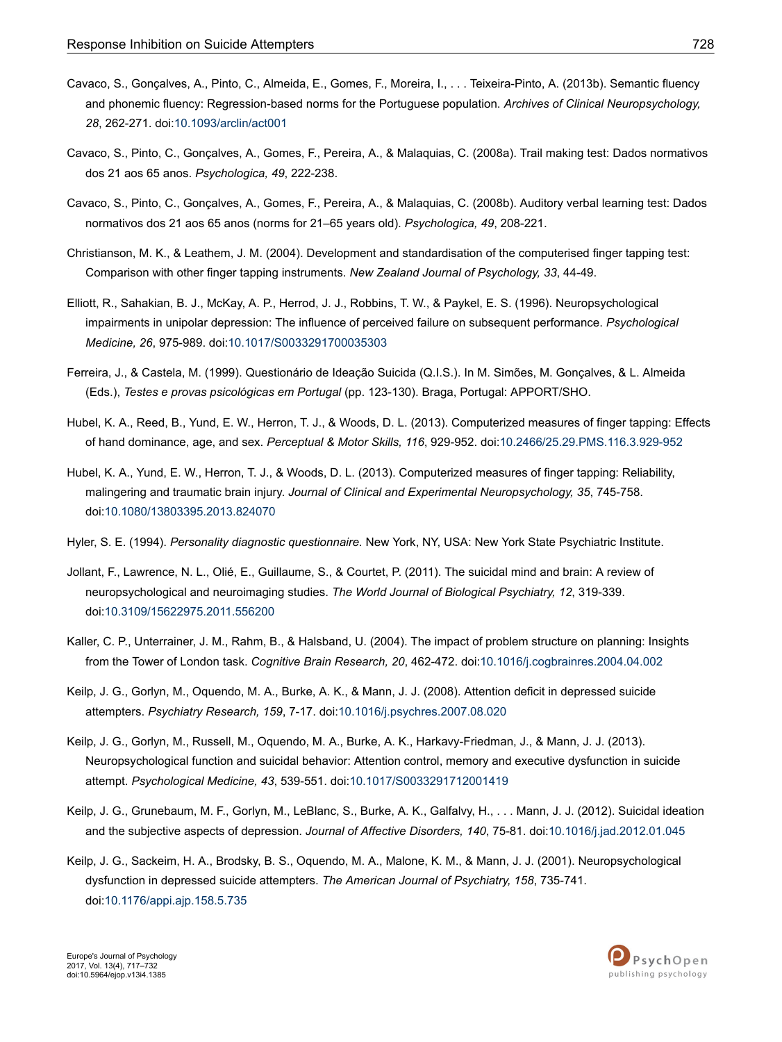Cavaco, S., Gonçalves, A., Pinto, C., Almeida, E., Gomes, F., Moreira, I., . . . Teixeira-Pinto, A. (2013b). Semantic fluency and phonemic fluency: Regression-based norms for the Portuguese population. *Archives of Clinical Neuropsychology, 28*, 262-271. doi:10.1093/arclin/act001

Cavaco, S., Pinto, C., Gonçalves, A., Gomes, F., Pereira, A., & Malaquias, C. (2008a). Trail making test: Dados normativos dos 21 aos 65 anos. *Psychologica, 49*, 222-238.

Cavaco, S., Pinto, C., Gonçalves, A., Gomes, F., Pereira, A., & Malaquias, C. (2008b). Auditory verbal learning test: Dados normativos dos 21 aos 65 anos (norms for 21–65 years old). *Psychologica, 49*, 208-221.

Christianson, M. K., & Leathem, J. M. (2004). Development and standardisation of the computerised finger tapping test: Comparison with other finger tapping instruments. *New Zealand Journal of Psychology, 33*, 44-49.

Elliott, R., Sahakian, B. J., McKay, A. P., Herrod, J. J., Robbins, T. W., & Paykel, E. S. (1996). Neuropsychological impairments in unipolar depression: The influence of perceived failure on subsequent performance. *Psychological Medicine, 26*, 975-989. doi:10.1017/S0033291700035303

Ferreira, J., & Castela, M. (1999). Questionário de Ideação Suicida (Q.I.S.). In M. Simões, M. Gonçalves, & L. Almeida (Eds.), *Testes e provas psicológicas em Portugal* (pp. 123-130). Braga, Portugal: APPORT/SHO.

Hubel, K. A., Reed, B., Yund, E. W., Herron, T. J., & Woods, D. L. (2013). Computerized measures of finger tapping: Effects of hand dominance, age, and sex. *Perceptual & Motor Skills, 116*, 929-952. doi:10.2466/25.29.PMS.116.3.929-952

Hubel, K. A., Yund, E. W., Herron, T. J., & Woods, D. L. (2013). Computerized measures of finger tapping: Reliability, malingering and traumatic brain injury. *Journal of Clinical and Experimental Neuropsychology, 35*, 745-758. doi:10.1080/13803395.2013.824070

Hyler, S. E. (1994). *Personality diagnostic questionnaire.* New York, NY, USA: New York State Psychiatric Institute.

Jollant, F., Lawrence, N. L., Olié, E., Guillaume, S., & Courtet, P. (2011). The suicidal mind and brain: A review of neuropsychological and neuroimaging studies. *The World Journal of Biological Psychiatry, 12*, 319-339. doi:10.3109/15622975.2011.556200

Kaller, C. P., Unterrainer, J. M., Rahm, B., & Halsband, U. (2004). The impact of problem structure on planning: Insights from the Tower of London task. *Cognitive Brain Research, 20*, 462-472. doi:10.1016/j.cogbrainres.2004.04.002

Keilp, J. G., Gorlyn, M., Oquendo, M. A., Burke, A. K., & Mann, J. J. (2008). Attention deficit in depressed suicide attempters. *Psychiatry Research, 159*, 7-17. doi:10.1016/j.psychres.2007.08.020

Keilp, J. G., Gorlyn, M., Russell, M., Oquendo, M. A., Burke, A. K., Harkavy-Friedman, J., & Mann, J. J. (2013). Neuropsychological function and suicidal behavior: Attention control, memory and executive dysfunction in suicide attempt. *Psychological Medicine, 43*, 539-551. doi:10.1017/S0033291712001419

Keilp, J. G., Grunebaum, M. F., Gorlyn, M., LeBlanc, S., Burke, A. K., Galfalvy, H., . . . Mann, J. J. (2012). Suicidal ideation and the subjective aspects of depression. *Journal of Affective Disorders, 140*, 75-81. doi:10.1016/j.jad.2012.01.045

Keilp, J. G., Sackeim, H. A., Brodsky, B. S., Oquendo, M. A., Malone, K. M., & Mann, J. J. (2001). Neuropsychological dysfunction in depressed suicide attempters. *The American Journal of Psychiatry, 158*, 735-741. doi:10.1176/appi.ajp.158.5.735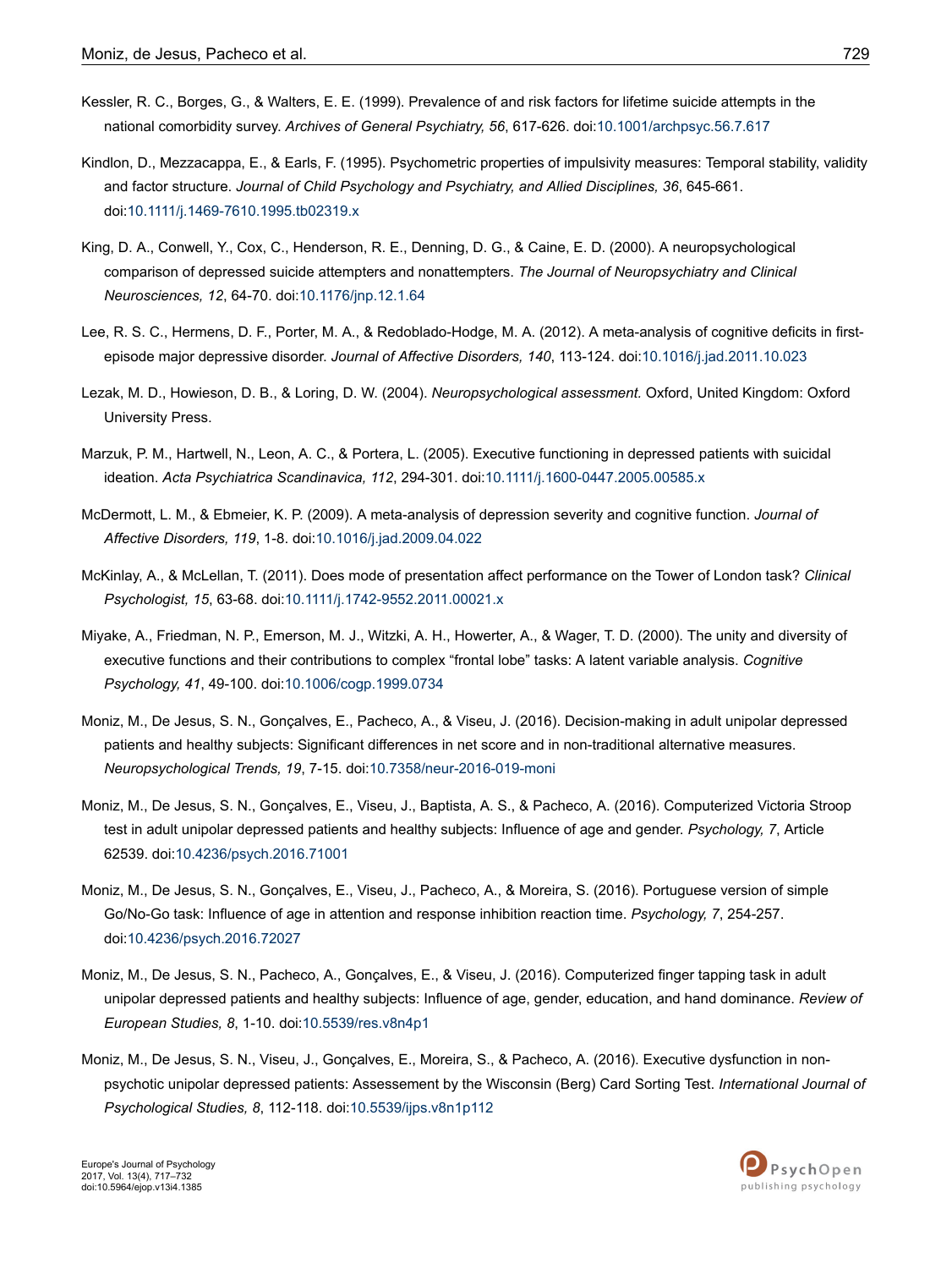Kessler, R. C., Borges, G., & Walters, E. E. (1999). Prevalence of and risk factors for lifetime suicide attempts in the national comorbidity survey. *Archives of General Psychiatry, 56*, 617-626. doi:10.1001/archpsyc.56.7.617

Kindlon, D., Mezzacappa, E., & Earls, F. (1995). Psychometric properties of impulsivity measures: Temporal stability, validity and factor structure. *Journal of Child Psychology and Psychiatry, and Allied Disciplines, 36*, 645-661. doi:10.1111/j.1469-7610.1995.tb02319.x

King, D. A., Conwell, Y., Cox, C., Henderson, R. E., Denning, D. G., & Caine, E. D. (2000). A neuropsychological comparison of depressed suicide attempters and nonattempters. *The Journal of Neuropsychiatry and Clinical Neurosciences, 12*, 64-70. doi:10.1176/jnp.12.1.64

Lee, R. S. C., Hermens, D. F., Porter, M. A., & Redoblado-Hodge, M. A. (2012). A meta-analysis of cognitive deficits in first-episode major depressive disorder. *Journal of Affective Disorders, 140*, 113-124. doi:10.1016/j.jad.2011.10.023

Lezak, M. D., Howieson, D. B., & Loring, D. W. (2004). *Neuropsychological assessment.* Oxford, United Kingdom: Oxford University Press.

Marzuk, P. M., Hartwell, N., Leon, A. C., & Portera, L. (2005). Executive functioning in depressed patients with suicidal ideation. *Acta Psychiatrica Scandinavica, 112*, 294-301. doi:10.1111/j.1600-0447.2005.00585.x

McDermott, L. M., & Ebmeier, K. P. (2009). A meta-analysis of depression severity and cognitive function. *Journal of Affective Disorders, 119*, 1-8. doi:10.1016/j.jad.2009.04.022

McKinlay, A., & McLellan, T. (2011). Does mode of presentation affect performance on the Tower of London task? *Clinical Psychologist, 15*, 63-68. doi:10.1111/j.1742-9552.2011.00021.x

Miyake, A., Friedman, N. P., Emerson, M. J., Witzki, A. H., Howerter, A., & Wager, T. D. (2000). The unity and diversity of executive functions and their contributions to complex "frontal lobe" tasks: A latent variable analysis. *Cognitive Psychology, 41*, 49-100. doi:10.1006/cogp.1999.0734

Moniz, M., De Jesus, S. N., Gonçalves, E., Pacheco, A., & Viseu, J. (2016). Decision-making in adult unipolar depressed patients and healthy subjects: Significant differences in net score and in non-traditional alternative measures. *Neuropsychological Trends, 19*, 7-15. doi:10.7358/neur-2016-019-moni

Moniz, M., De Jesus, S. N., Gonçalves, E., Viseu, J., Baptista, A. S., & Pacheco, A. (2016). Computerized Victoria Stroop test in adult unipolar depressed patients and healthy subjects: Influence of age and gender. *Psychology, 7*, Article 62539. doi:10.4236/psych.2016.71001

Moniz, M., De Jesus, S. N., Gonçalves, E., Viseu, J., Pacheco, A., & Moreira, S. (2016). Portuguese version of simple Go/No-Go task: Influence of age in attention and response inhibition reaction time. *Psychology, 7*, 254-257. doi:10.4236/psych.2016.72027

Moniz, M., De Jesus, S. N., Pacheco, A., Gonçalves, E., & Viseu, J. (2016). Computerized finger tapping task in adult unipolar depressed patients and healthy subjects: Influence of age, gender, education, and hand dominance. *Review of European Studies, 8*, 1-10. doi:10.5539/res.v8n4p1

Moniz, M., De Jesus, S. N., Viseu, J., Gonçalves, E., Moreira, S., & Pacheco, A. (2016). Executive dysfunction in non-psychotic unipolar depressed patients: Assessement by the Wisconsin (Berg) Card Sorting Test. *International Journal of Psychological Studies, 8*, 112-118. doi:10.5539/ijps.v8n1p112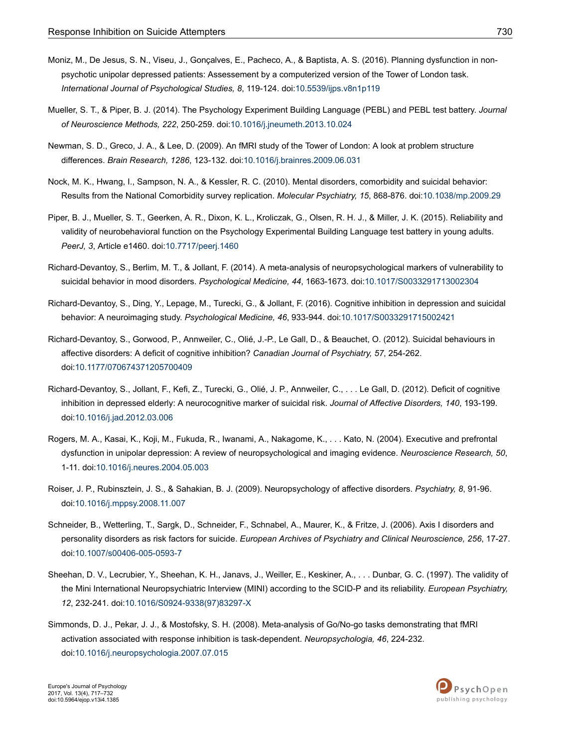Moniz, M., De Jesus, S. N., Viseu, J., Gonçalves, E., Pacheco, A., & Baptista, A. S. (2016). Planning dysfunction in non-psychotic unipolar depressed patients: Assessement by a computerized version of the Tower of London task. *International Journal of Psychological Studies, 8*, 119-124. doi:10.5539/ijps.v8n1p119

Mueller, S. T., & Piper, B. J. (2014). The Psychology Experiment Building Language (PEBL) and PEBL test battery. *Journal of Neuroscience Methods, 222*, 250-259. doi:10.1016/j.jneumeth.2013.10.024

Newman, S. D., Greco, J. A., & Lee, D. (2009). An fMRI study of the Tower of London: A look at problem structure differences. *Brain Research, 1286*, 123-132. doi:10.1016/j.brainres.2009.06.031

Nock, M. K., Hwang, I., Sampson, N. A., & Kessler, R. C. (2010). Mental disorders, comorbidity and suicidal behavior: Results from the National Comorbidity survey replication. *Molecular Psychiatry, 15*, 868-876. doi:10.1038/mp.2009.29

Piper, B. J., Mueller, S. T., Geerken, A. R., Dixon, K. L., Kroliczak, G., Olsen, R. H. J., & Miller, J. K. (2015). Reliability and validity of neurobehavioral function on the Psychology Experimental Building Language test battery in young adults. *PeerJ, 3*, Article e1460. doi:10.7717/peerj.1460

Richard-Devantoy, S., Berlim, M. T., & Jollant, F. (2014). A meta-analysis of neuropsychological markers of vulnerability to suicidal behavior in mood disorders. *Psychological Medicine, 44*, 1663-1673. doi:10.1017/S0033291713002304

Richard-Devantoy, S., Ding, Y., Lepage, M., Turecki, G., & Jollant, F. (2016). Cognitive inhibition in depression and suicidal behavior: A neuroimaging study. *Psychological Medicine, 46*, 933-944. doi:10.1017/S0033291715002421

Richard-Devantoy, S., Gorwood, P., Annweiler, C., Olié, J.-P., Le Gall, D., & Beauchet, O. (2012). Suicidal behaviours in affective disorders: A deficit of cognitive inhibition? *Canadian Journal of Psychiatry, 57*, 254-262. doi:10.1177/070674371205700409

Richard-Devantoy, S., Jollant, F., Kefi, Z., Turecki, G., Olié, J. P., Annweiler, C., . . . Le Gall, D. (2012). Deficit of cognitive inhibition in depressed elderly: A neurocognitive marker of suicidal risk. *Journal of Affective Disorders, 140*, 193-199. doi:10.1016/j.jad.2012.03.006

Rogers, M. A., Kasai, K., Koji, M., Fukuda, R., Iwanami, A., Nakagome, K., . . . Kato, N. (2004). Executive and prefrontal dysfunction in unipolar depression: A review of neuropsychological and imaging evidence. *Neuroscience Research, 50*, 1-11. doi:10.1016/j.neures.2004.05.003

Roiser, J. P., Rubinsztein, J. S., & Sahakian, B. J. (2009). Neuropsychology of affective disorders. *Psychiatry, 8*, 91-96. doi:10.1016/j.mppsy.2008.11.007

Schneider, B., Wetterling, T., Sargk, D., Schneider, F., Schnabel, A., Maurer, K., & Fritze, J. (2006). Axis I disorders and personality disorders as risk factors for suicide. *European Archives of Psychiatry and Clinical Neuroscience, 256*, 17-27. doi:10.1007/s00406-005-0593-7

Sheehan, D. V., Lecrubier, Y., Sheehan, K. H., Janavs, J., Weiller, E., Keskiner, A., . . . Dunbar, G. C. (1997). The validity of the Mini International Neuropsychiatric Interview (MINI) according to the SCID-P and its reliability. *European Psychiatry, 12*, 232-241. doi:10.1016/S0924-9338(97)83297-X

Simmonds, D. J., Pekar, J. J., & Mostofsky, S. H. (2008). Meta-analysis of Go/No-go tasks demonstrating that fMRI activation associated with response inhibition is task-dependent. *Neuropsychologia, 46*, 224-232. doi:10.1016/j.neuropsychologia.2007.07.015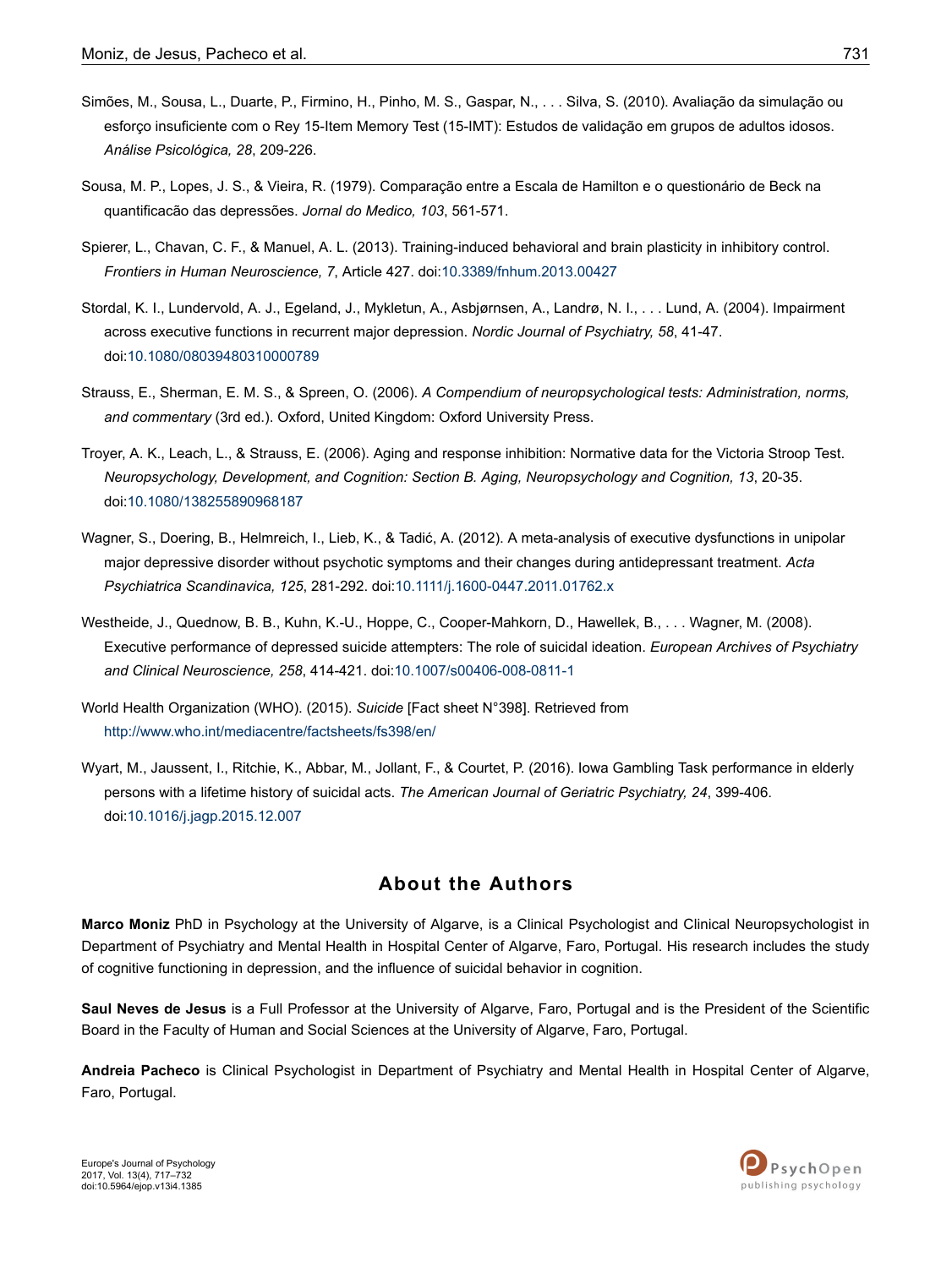Simões, M., Sousa, L., Duarte, P., Firmino, H., Pinho, M. S., Gaspar, N., . . . Silva, S. (2010). Avaliação da simulação ou esforço insuficiente com o Rey 15-Item Memory Test (15-IMT): Estudos de validação em grupos de adultos idosos. *Análise Psicológica, 28*, 209-226.

Sousa, M. P., Lopes, J. S., & Vieira, R. (1979). Comparação entre a Escala de Hamilton e o questionário de Beck na quantificacão das depressões. *Jornal do Medico, 103*, 561-571.

Spierer, L., Chavan, C. F., & Manuel, A. L. (2013). Training-induced behavioral and brain plasticity in inhibitory control. *Frontiers in Human Neuroscience, 7*, Article 427. doi:10.3389/fnhum.2013.00427

Stordal, K. I., Lundervold, A. J., Egeland, J., Mykletun, A., Asbjørnsen, A., Landrø, N. I., . . . Lund, A. (2004). Impairment across executive functions in recurrent major depression. *Nordic Journal of Psychiatry, 58*, 41-47. doi:10.1080/08039480310000789

Strauss, E., Sherman, E. M. S., & Spreen, O. (2006). *A Compendium of neuropsychological tests: Administration, norms, and commentary* (3rd ed.). Oxford, United Kingdom: Oxford University Press.

Troyer, A. K., Leach, L., & Strauss, E. (2006). Aging and response inhibition: Normative data for the Victoria Stroop Test. *Neuropsychology, Development, and Cognition: Section B. Aging, Neuropsychology and Cognition, 13*, 20-35. doi:10.1080/138255890968187

Wagner, S., Doering, B., Helmreich, I., Lieb, K., & Tadić, A. (2012). A meta-analysis of executive dysfunctions in unipolar major depressive disorder without psychotic symptoms and their changes during antidepressant treatment. *Acta Psychiatrica Scandinavica, 125*, 281-292. doi:10.1111/j.1600-0447.2011.01762.x

Westheide, J., Quednow, B. B., Kuhn, K.-U., Hoppe, C., Cooper-Mahkorn, D., Hawellek, B., . . . Wagner, M. (2008). Executive performance of depressed suicide attempters: The role of suicidal ideation. *European Archives of Psychiatry and Clinical Neuroscience, 258*, 414-421. doi:10.1007/s00406-008-0811-1

World Health Organization (WHO). (2015). *Suicide* [Fact sheet N°398]. Retrieved from http://www.who.int/mediacentre/factsheets/fs398/en/

Wyart, M., Jaussent, I., Ritchie, K., Abbar, M., Jollant, F., & Courtet, P. (2016). Iowa Gambling Task performance in elderly persons with a lifetime history of suicidal acts. *The American Journal of Geriatric Psychiatry, 24*, 399-406. doi:10.1016/j.jagp.2015.12.007

## About the Authors

**Marco Moniz** PhD in Psychology at the University of Algarve, is a Clinical Psychologist and Clinical Neuropsychologist in Department of Psychiatry and Mental Health in Hospital Center of Algarve, Faro, Portugal. His research includes the study of cognitive functioning in depression, and the influence of suicidal behavior in cognition.

**Saul Neves de Jesus** is a Full Professor at the University of Algarve, Faro, Portugal and is the President of the Scientific Board in the Faculty of Human and Social Sciences at the University of Algarve, Faro, Portugal.

**Andreia Pacheco** is Clinical Psychologist in Department of Psychiatry and Mental Health in Hospital Center of Algarve, Faro, Portugal.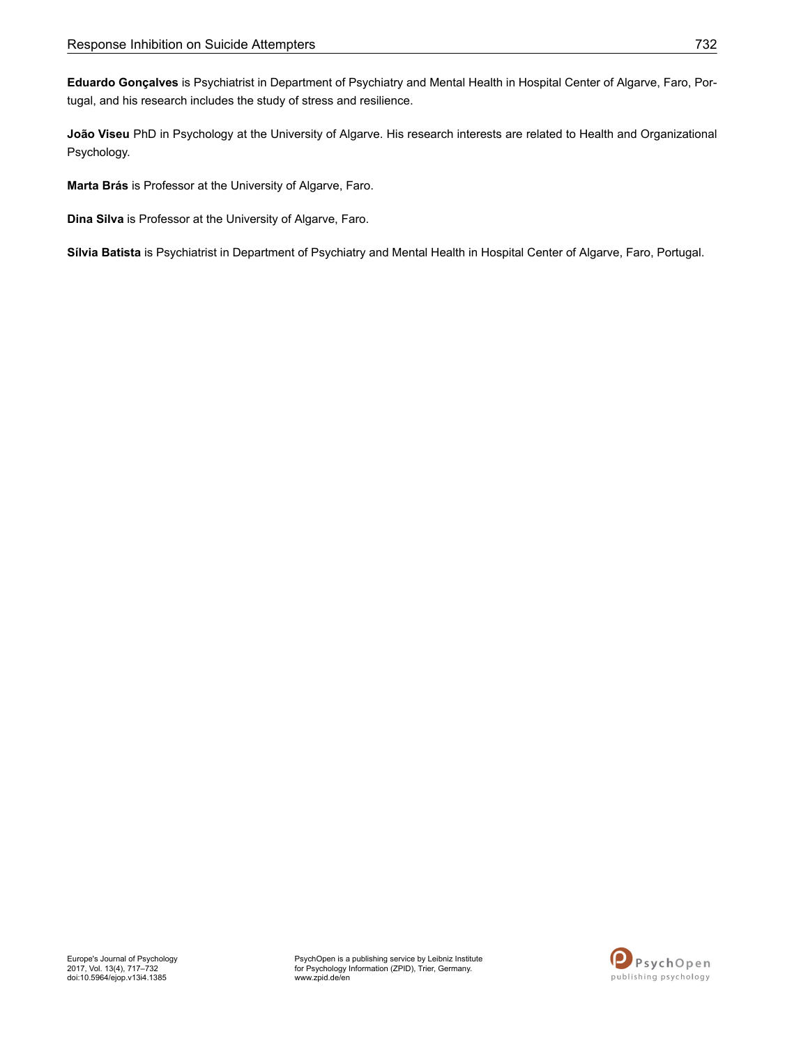**Eduardo Gonçalves** is Psychiatrist in Department of Psychiatry and Mental Health in Hospital Center of Algarve, Faro, Portugal, and his research includes the study of stress and resilience.

**João Viseu** PhD in Psychology at the University of Algarve. His research interests are related to Health and Organizational Psychology.

**Marta Brás** is Professor at the University of Algarve, Faro.

**Dina Silva** is Professor at the University of Algarve, Faro.

**Sílvia Batista** is Psychiatrist in Department of Psychiatry and Mental Health in Hospital Center of Algarve, Faro, Portugal.